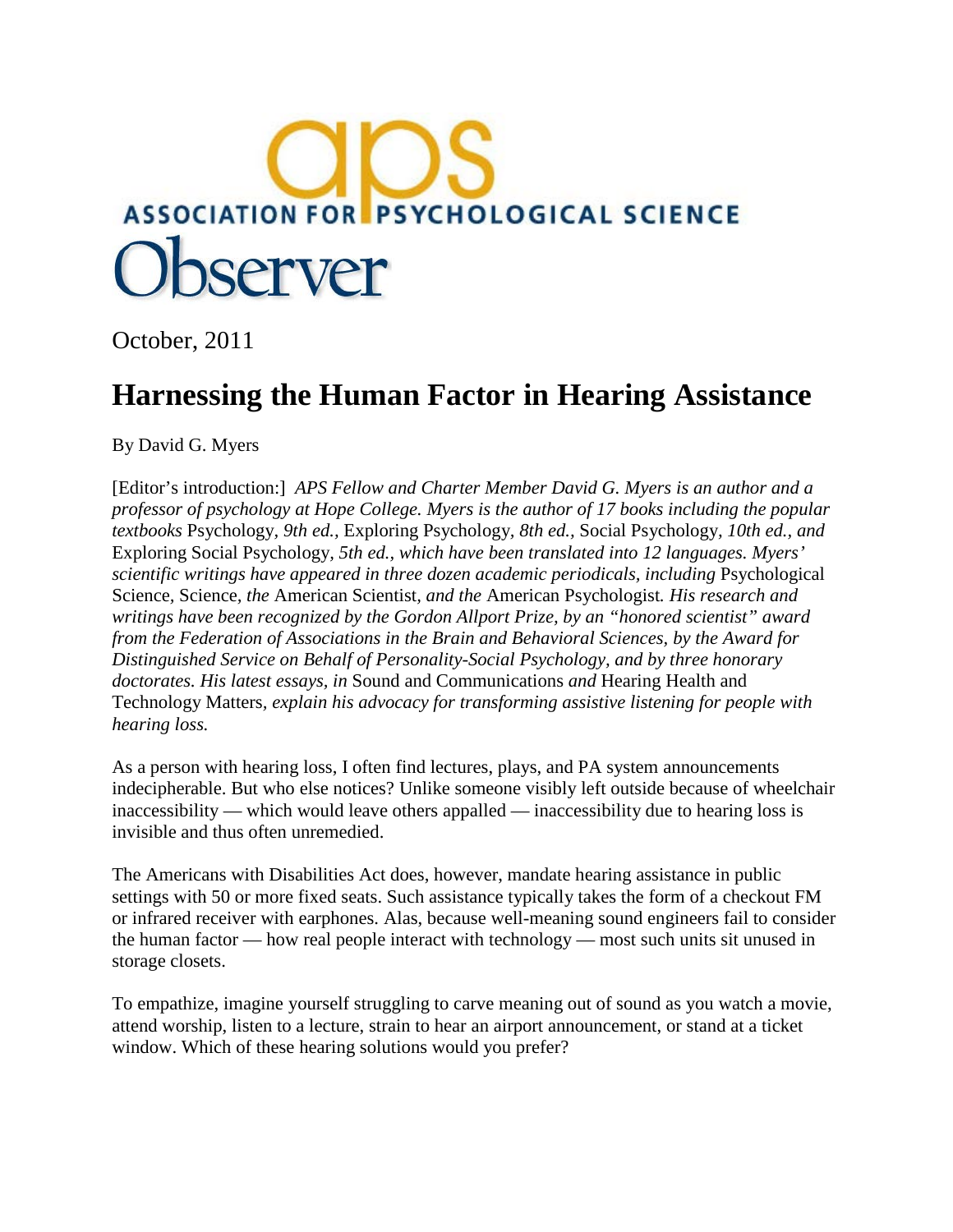ASSOCIATION FOR PSYCHOLOGICAL SCIENCE

Observer

October, 2011

# Harnessing the Human Factor in Hearing Assistance

By David G. Myers

[Editor's introduction:] *APS Fellow and Charter Member David G. Myers is an author and a professor of psychology at Hope College. Myers is the author of 17 books including the popular textbooks* Psychology*, 9th ed.,* Exploring Psychology*, 8th ed.,* Social Psychology*, 10th ed., and* Exploring Social Psychology*, 5th ed., which have been translated into 12 languages. Myers' scientific writings have appeared in three dozen academic periodicals, including* Psychological Science*,* Science*, the* American Scientist*, and the* American Psychologist*. His research and writings have been recognized by the Gordon Allport Prize, by an "honored scientist" award from the Federation of Associations in the Brain and Behavioral Sciences, by the Award for Distinguished Service on Behalf of Personality-Social Psychology, and by three honorary doctorates. His latest essays, in* Sound and Communications *and* Hearing Health and Technology Matters*, explain his advocacy for transforming assistive listening for people with hearing loss.*

As a person with hearing loss, I often find lectures, plays, and PA system announcements indecipherable. But who else notices? Unlike someone visibly left outside because of wheelchair inaccessibility — which would leave others appalled — inaccessibility due to hearing loss is invisible and thus often unremedied.

The Americans with Disabilities Act does, however, mandate hearing assistance in public settings with 50 or more fixed seats. Such assistance typically takes the form of a checkout FM or infrared receiver with earphones. Alas, because well-meaning sound engineers fail to consider the human factor — how real people interact with technology — most such units sit unused in storage closets.

To empathize, imagine yourself struggling to carve meaning out of sound as you watch a movie, attend worship, listen to a lecture, strain to hear an airport announcement, or stand at a ticket window. Which of these hearing solutions would you prefer?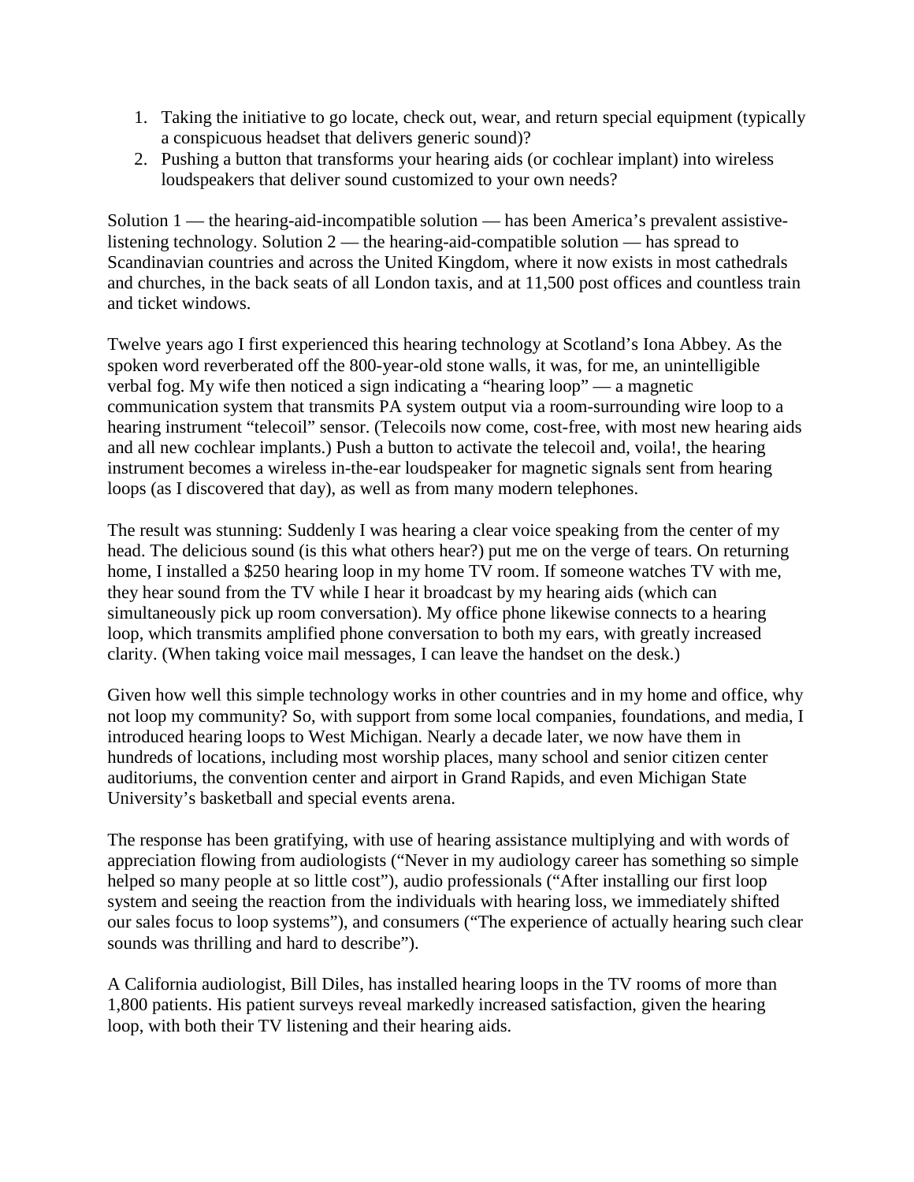1. Taking the initiative to go locate, check out, wear, and return special equipment (typically a conspicuous headset that delivers generic sound)?
2. Pushing a button that transforms your hearing aids (or cochlear implant) into wireless loudspeakers that deliver sound customized to your own needs?

Solution 1 — the hearing-aid-incompatible solution — has been America's prevalent assistive-listening technology. Solution 2 — the hearing-aid-compatible solution — has spread to Scandinavian countries and across the United Kingdom, where it now exists in most cathedrals and churches, in the back seats of all London taxis, and at 11,500 post offices and countless train and ticket windows.

Twelve years ago I first experienced this hearing technology at Scotland's Iona Abbey. As the spoken word reverberated off the 800-year-old stone walls, it was, for me, an unintelligible verbal fog. My wife then noticed a sign indicating a "hearing loop" — a magnetic communication system that transmits PA system output via a room-surrounding wire loop to a hearing instrument "telecoil" sensor. (Telecoils now come, cost-free, with most new hearing aids and all new cochlear implants.) Push a button to activate the telecoil and, voila!, the hearing instrument becomes a wireless in-the-ear loudspeaker for magnetic signals sent from hearing loops (as I discovered that day), as well as from many modern telephones.

The result was stunning: Suddenly I was hearing a clear voice speaking from the center of my head. The delicious sound (is this what others hear?) put me on the verge of tears. On returning home, I installed a $250 hearing loop in my home TV room. If someone watches TV with me, they hear sound from the TV while I hear it broadcast by my hearing aids (which can simultaneously pick up room conversation). My office phone likewise connects to a hearing loop, which transmits amplified phone conversation to both my ears, with greatly increased clarity. (When taking voice mail messages, I can leave the handset on the desk.)

Given how well this simple technology works in other countries and in my home and office, why not loop my community? So, with support from some local companies, foundations, and media, I introduced hearing loops to West Michigan. Nearly a decade later, we now have them in hundreds of locations, including most worship places, many school and senior citizen center auditoriums, the convention center and airport in Grand Rapids, and even Michigan State University's basketball and special events arena.

The response has been gratifying, with use of hearing assistance multiplying and with words of appreciation flowing from audiologists ("Never in my audiology career has something so simple helped so many people at so little cost"), audio professionals ("After installing our first loop system and seeing the reaction from the individuals with hearing loss, we immediately shifted our sales focus to loop systems"), and consumers ("The experience of actually hearing such clear sounds was thrilling and hard to describe").

A California audiologist, Bill Diles, has installed hearing loops in the TV rooms of more than 1,800 patients. His patient surveys reveal markedly increased satisfaction, given the hearing loop, with both their TV listening and their hearing aids.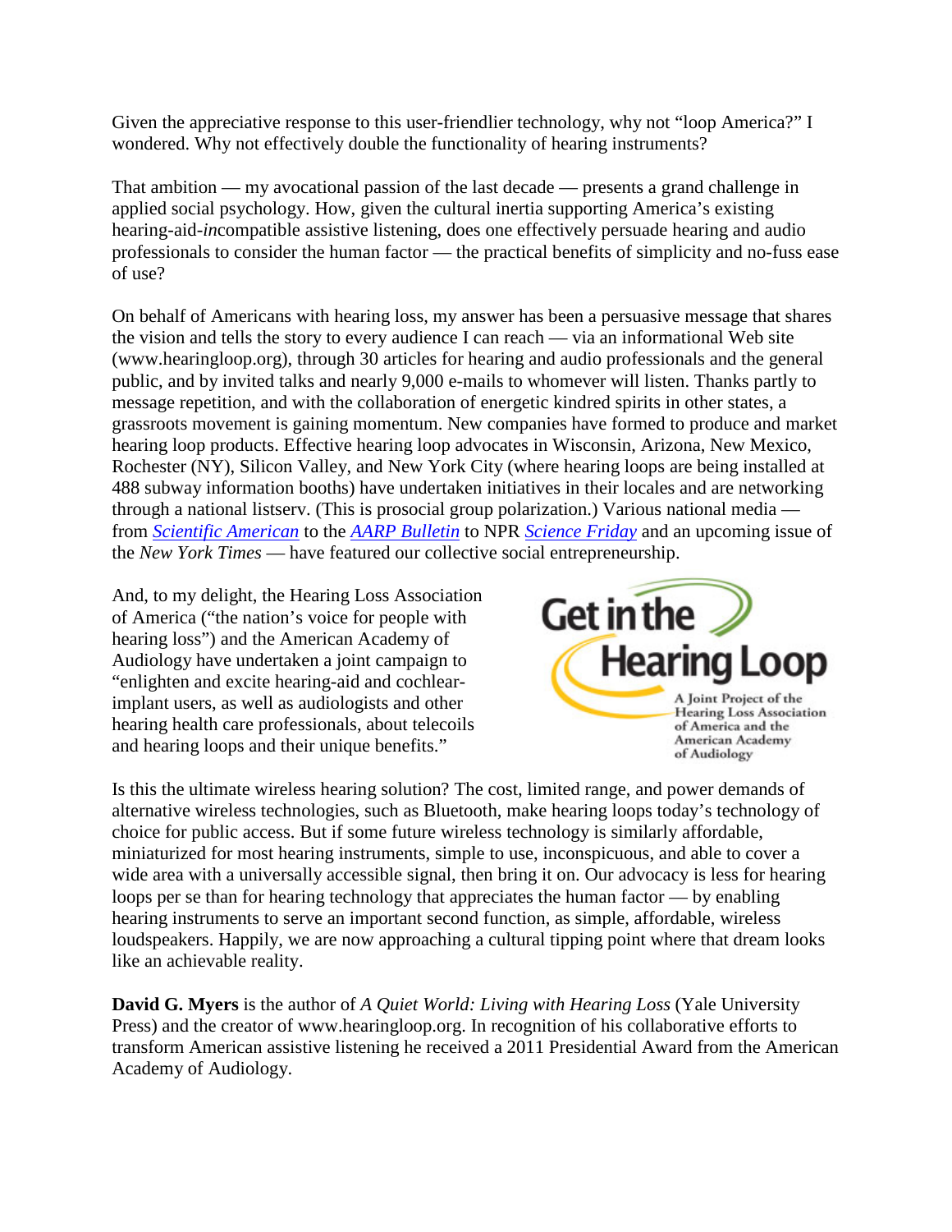Given the appreciative response to this user-friendlier technology, why not "loop America?" I wondered. Why not effectively double the functionality of hearing instruments?

That ambition — my avocational passion of the last decade — presents a grand challenge in applied social psychology. How, given the cultural inertia supporting America's existing hearing-aid-*in*compatible assistive listening, does one effectively persuade hearing and audio professionals to consider the human factor — the practical benefits of simplicity and no-fuss ease of use?

On behalf of Americans with hearing loss, my answer has been a persuasive message that shares the vision and tells the story to every audience I can reach — via an informational Web site (www.hearingloop.org), through 30 articles for hearing and audio professionals and the general public, and by invited talks and nearly 9,000 e-mails to whomever will listen. Thanks partly to message repetition, and with the collaboration of energetic kindred spirits in other states, a grassroots movement is gaining momentum. New companies have formed to produce and market hearing loop products. Effective hearing loop advocates in Wisconsin, Arizona, New Mexico, Rochester (NY), Silicon Valley, and New York City (where hearing loops are being installed at 488 subway information booths) have undertaken initiatives in their locales and are networking through a national listserv. (This is prosocial group polarization.) Various national media — from *Scientific American* to the *AARP Bulletin* to NPR *Science Friday* and an upcoming issue of the *New York Times* — have featured our collective social entrepreneurship.

And, to my delight, the Hearing Loss Association of America ("the nation's voice for people with hearing loss") and the American Academy of Audiology have undertaken a joint campaign to "enlighten and excite hearing-aid and cochlear-implant users, as well as audiologists and other hearing health care professionals, about telecoils and hearing loops and their unique benefits."

Get in the Hearing Loop

A Joint Project of the Hearing Loss Association of America and the American Academy of Audiology

Is this the ultimate wireless hearing solution? The cost, limited range, and power demands of alternative wireless technologies, such as Bluetooth, make hearing loops today's technology of choice for public access. But if some future wireless technology is similarly affordable, miniaturized for most hearing instruments, simple to use, inconspicuous, and able to cover a wide area with a universally accessible signal, then bring it on. Our advocacy is less for hearing loops per se than for hearing technology that appreciates the human factor — by enabling hearing instruments to serve an important second function, as simple, affordable, wireless loudspeakers. Happily, we are now approaching a cultural tipping point where that dream looks like an achievable reality.

**David G. Myers** is the author of *A Quiet World: Living with Hearing Loss* (Yale University Press) and the creator of www.hearingloop.org. In recognition of his collaborative efforts to transform American assistive listening he received a 2011 Presidential Award from the American Academy of Audiology.